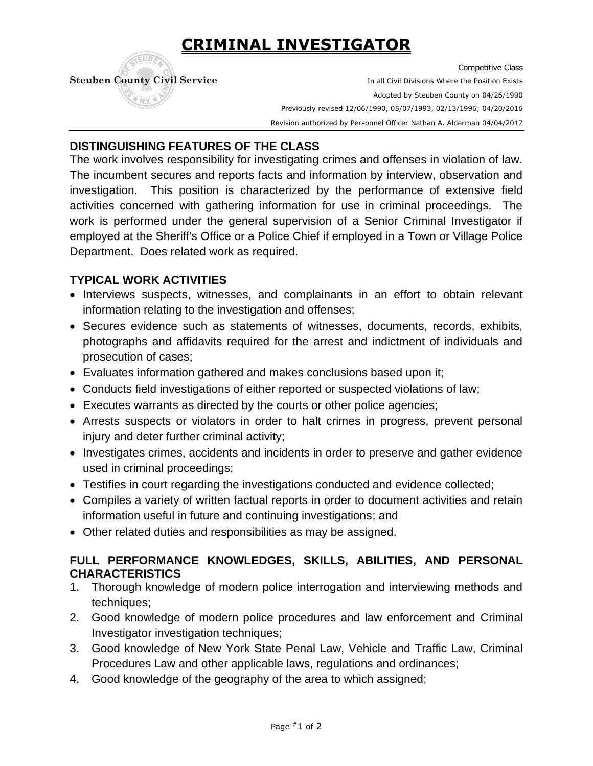# CRIMINAL INVESTIGATOR

Steuben County Civil Service

Competitive Class
In all Civil Divisions Where the Position Exists
Adopted by Steuben County on 04/26/1990
Previously revised 12/06/1990, 05/07/1993, 02/13/1996; 04/20/2016
Revision authorized by Personnel Officer Nathan A. Alderman 04/04/2017

## DISTINGUISHING FEATURES OF THE CLASS

The work involves responsibility for investigating crimes and offenses in violation of law. The incumbent secures and reports facts and information by interview, observation and investigation. This position is characterized by the performance of extensive field activities concerned with gathering information for use in criminal proceedings. The work is performed under the general supervision of a Senior Criminal Investigator if employed at the Sheriff's Office or a Police Chief if employed in a Town or Village Police Department. Does related work as required.

## TYPICAL WORK ACTIVITIES

- Interviews suspects, witnesses, and complainants in an effort to obtain relevant information relating to the investigation and offenses;
- Secures evidence such as statements of witnesses, documents, records, exhibits, photographs and affidavits required for the arrest and indictment of individuals and prosecution of cases;
- Evaluates information gathered and makes conclusions based upon it;
- Conducts field investigations of either reported or suspected violations of law;
- Executes warrants as directed by the courts or other police agencies;
- Arrests suspects or violators in order to halt crimes in progress, prevent personal injury and deter further criminal activity;
- Investigates crimes, accidents and incidents in order to preserve and gather evidence used in criminal proceedings;
- Testifies in court regarding the investigations conducted and evidence collected;
- Compiles a variety of written factual reports in order to document activities and retain information useful in future and continuing investigations; and
- Other related duties and responsibilities as may be assigned.

## FULL PERFORMANCE KNOWLEDGES, SKILLS, ABILITIES, AND PERSONAL CHARACTERISTICS

1. Thorough knowledge of modern police interrogation and interviewing methods and techniques;
2. Good knowledge of modern police procedures and law enforcement and Criminal Investigator investigation techniques;
3. Good knowledge of New York State Penal Law, Vehicle and Traffic Law, Criminal Procedures Law and other applicable laws, regulations and ordinances;
4. Good knowledge of the geography of the area to which assigned;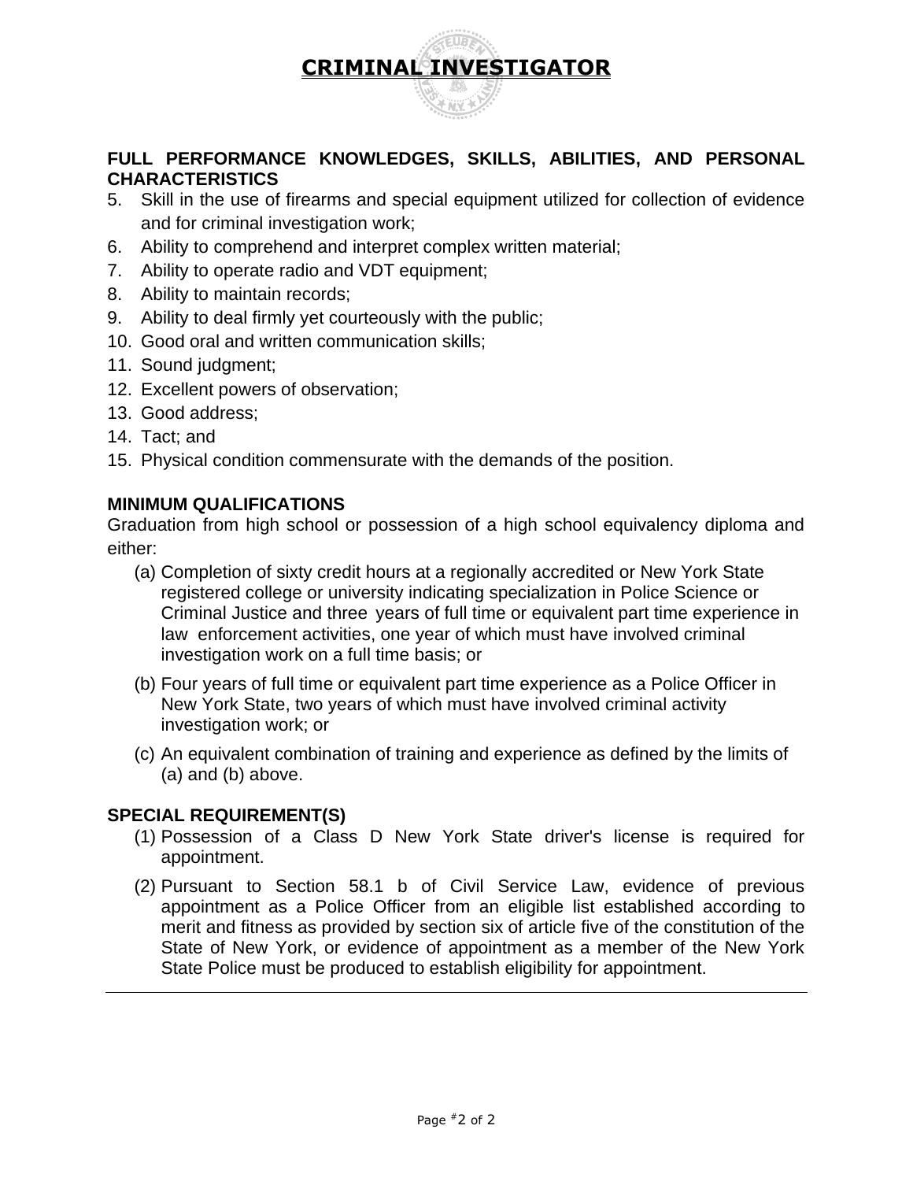# CRIMINAL INVESTIGATOR

## FULL PERFORMANCE KNOWLEDGES, SKILLS, ABILITIES, AND PERSONAL CHARACTERISTICS

5. Skill in the use of firearms and special equipment utilized for collection of evidence and for criminal investigation work;
6. Ability to comprehend and interpret complex written material;
7. Ability to operate radio and VDT equipment;
8. Ability to maintain records;
9. Ability to deal firmly yet courteously with the public;
10. Good oral and written communication skills;
11. Sound judgment;
12. Excellent powers of observation;
13. Good address;
14. Tact; and
15. Physical condition commensurate with the demands of the position.

## MINIMUM QUALIFICATIONS

Graduation from high school or possession of a high school equivalency diploma and either:

(a) Completion of sixty credit hours at a regionally accredited or New York State registered college or university indicating specialization in Police Science or Criminal Justice and three years of full time or equivalent part time experience in law enforcement activities, one year of which must have involved criminal investigation work on a full time basis; or

(b) Four years of full time or equivalent part time experience as a Police Officer in New York State, two years of which must have involved criminal activity investigation work; or

(c) An equivalent combination of training and experience as defined by the limits of (a) and (b) above.

## SPECIAL REQUIREMENT(S)

(1) Possession of a Class D New York State driver's license is required for appointment.

(2) Pursuant to Section 58.1 b of Civil Service Law, evidence of previous appointment as a Police Officer from an eligible list established according to merit and fitness as provided by section six of article five of the constitution of the State of New York, or evidence of appointment as a member of the New York State Police must be produced to establish eligibility for appointment.